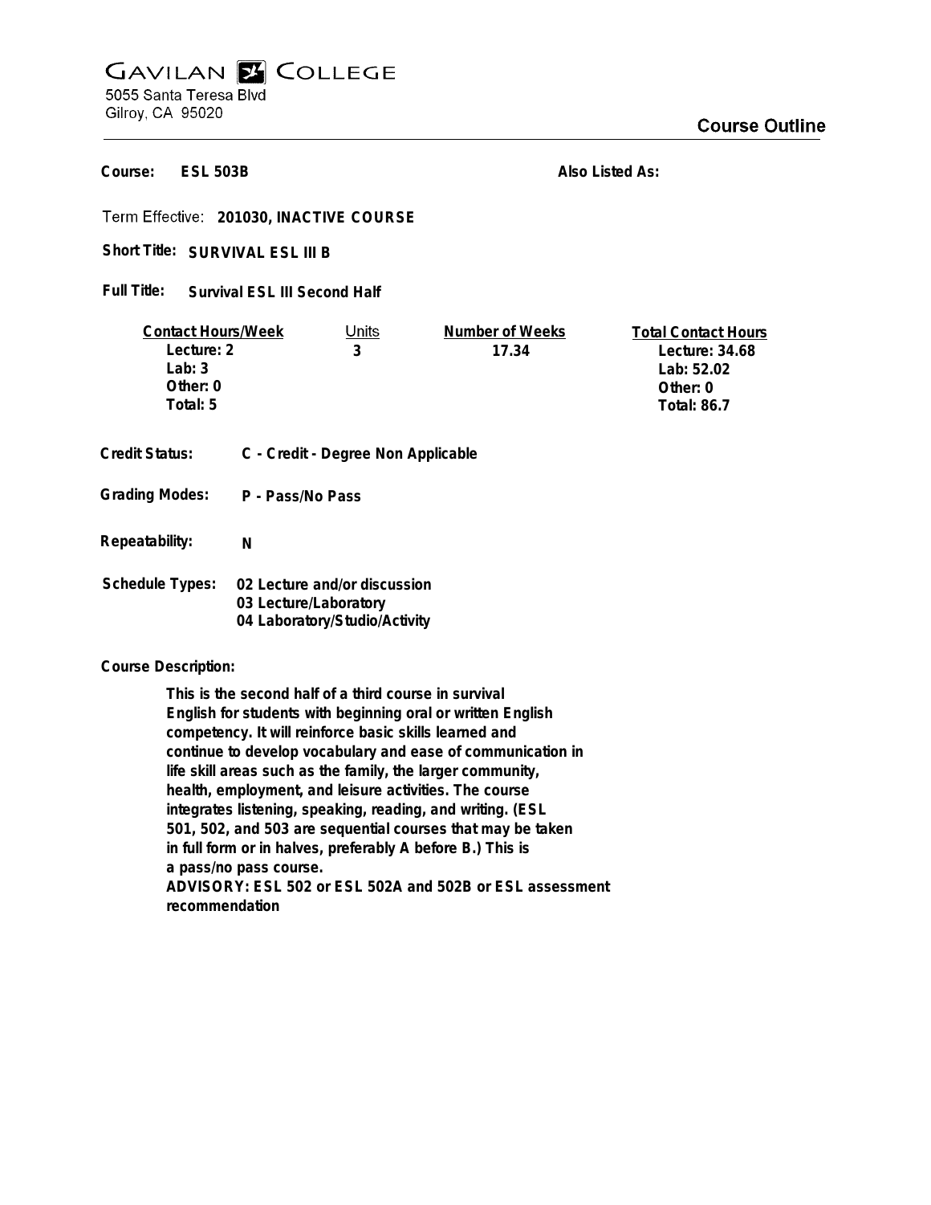# GAVILAN COLLEGE

5055 Santa Teresa Blvd
Gilroy, CA 95020

## Course Outline

**Course:** ESL 503B

**Also Listed As:**

**Term Effective:** 201030, INACTIVE COURSE

**Short Title:** SURVIVAL ESL III B

**Full Title:** Survival ESL III Second Half

| Contact Hours/Week | Units | Number of Weeks | Total Contact Hours |
|---|---|---|---|
| Lecture: 2 | 3 | 17.34 | Lecture: 34.68 |
| Lab: 3 | | | Lab: 52.02 |
| Other: 0 | | | Other: 0 |
| Total: 5 | | | Total: 86.7 |

**Credit Status:** C - Credit - Degree Non Applicable

**Grading Modes:** P - Pass/No Pass

**Repeatability:** N

**Schedule Types:**
- 02 Lecture and/or discussion
- 03 Lecture/Laboratory
- 04 Laboratory/Studio/Activity

**Course Description:**

This is the second half of a third course in survival English for students with beginning oral or written English competency. It will reinforce basic skills learned and continue to develop vocabulary and ease of communication in life skill areas such as the family, the larger community, health, employment, and leisure activities. The course integrates listening, speaking, reading, and writing. (ESL 501, 502, and 503 are sequential courses that may be taken in full form or in halves, preferably A before B.) This is a pass/no pass course.
ADVISORY: ESL 502 or ESL 502A and 502B or ESL assessment recommendation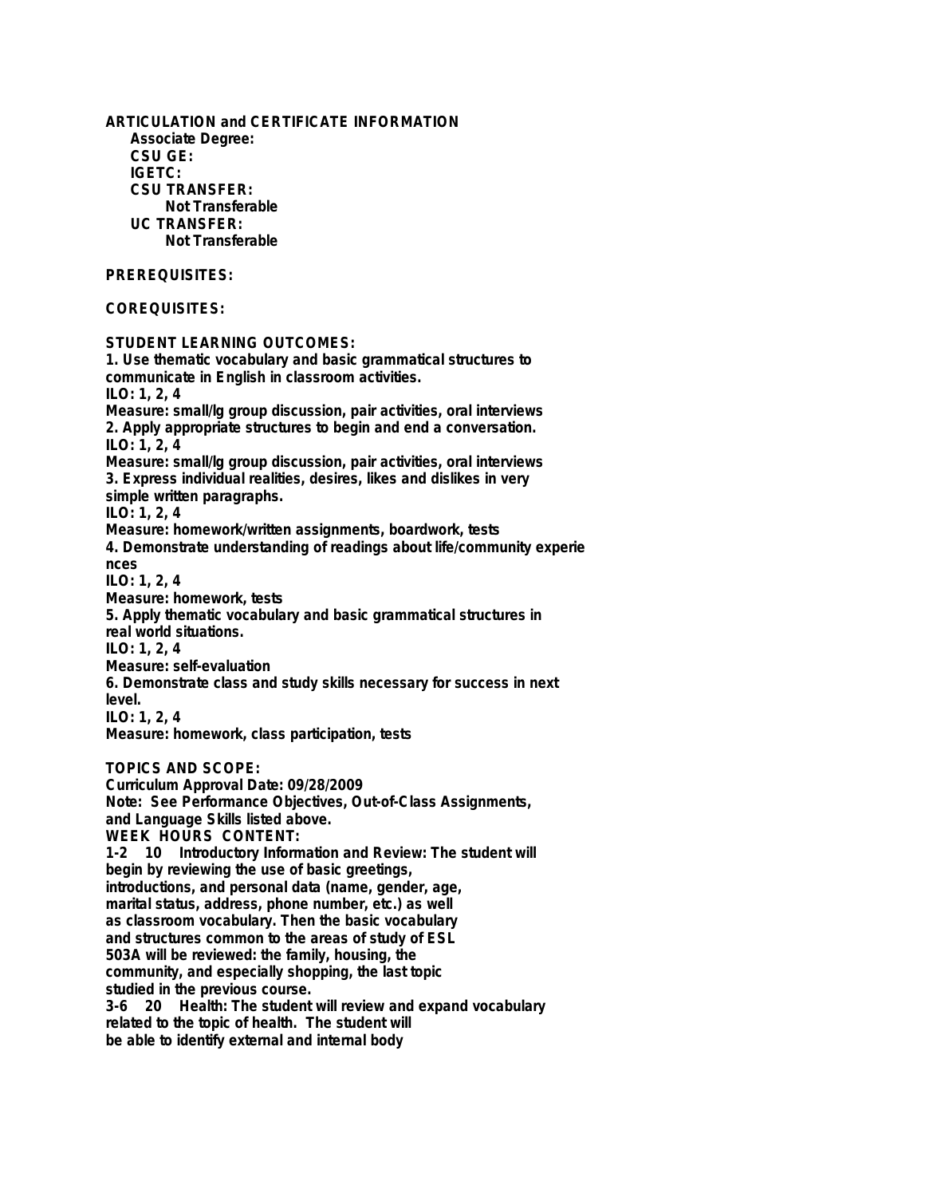## ARTICULATION and CERTIFICATE INFORMATION

**Associate Degree:**

**CSU GE:**

**IGETC:**

**CSU TRANSFER:**
Not Transferable

**UC TRANSFER:**
Not Transferable

## PREREQUISITES:

## COREQUISITES:

## STUDENT LEARNING OUTCOMES:

1. Use thematic vocabulary and basic grammatical structures to communicate in English in classroom activities.
ILO: 1, 2, 4
Measure: small/lg group discussion, pair activities, oral interviews
2. Apply appropriate structures to begin and end a conversation.
ILO: 1, 2, 4
Measure: small/lg group discussion, pair activities, oral interviews
3. Express individual realities, desires, likes and dislikes in very simple written paragraphs.
ILO: 1, 2, 4
Measure: homework/written assignments, boardwork, tests
4. Demonstrate understanding of readings about life/community experie nces
ILO: 1, 2, 4
Measure: homework, tests
5. Apply thematic vocabulary and basic grammatical structures in real world situations.
ILO: 1, 2, 4
Measure: self-evaluation
6. Demonstrate class and study skills necessary for success in next level.
ILO: 1, 2, 4
Measure: homework, class participation, tests

## TOPICS AND SCOPE:

Curriculum Approval Date: 09/28/2009

Note: See Performance Objectives, Out-of-Class Assignments, and Language Skills listed above.

WEEK HOURS CONTENT:

1-2 10 Introductory Information and Review: The student will begin by reviewing the use of basic greetings, introductions, and personal data (name, gender, age, marital status, address, phone number, etc.) as well as classroom vocabulary. Then the basic vocabulary and structures common to the areas of study of ESL 503A will be reviewed: the family, housing, the community, and especially shopping, the last topic studied in the previous course.

3-6 20 Health: The student will review and expand vocabulary related to the topic of health. The student will be able to identify external and internal body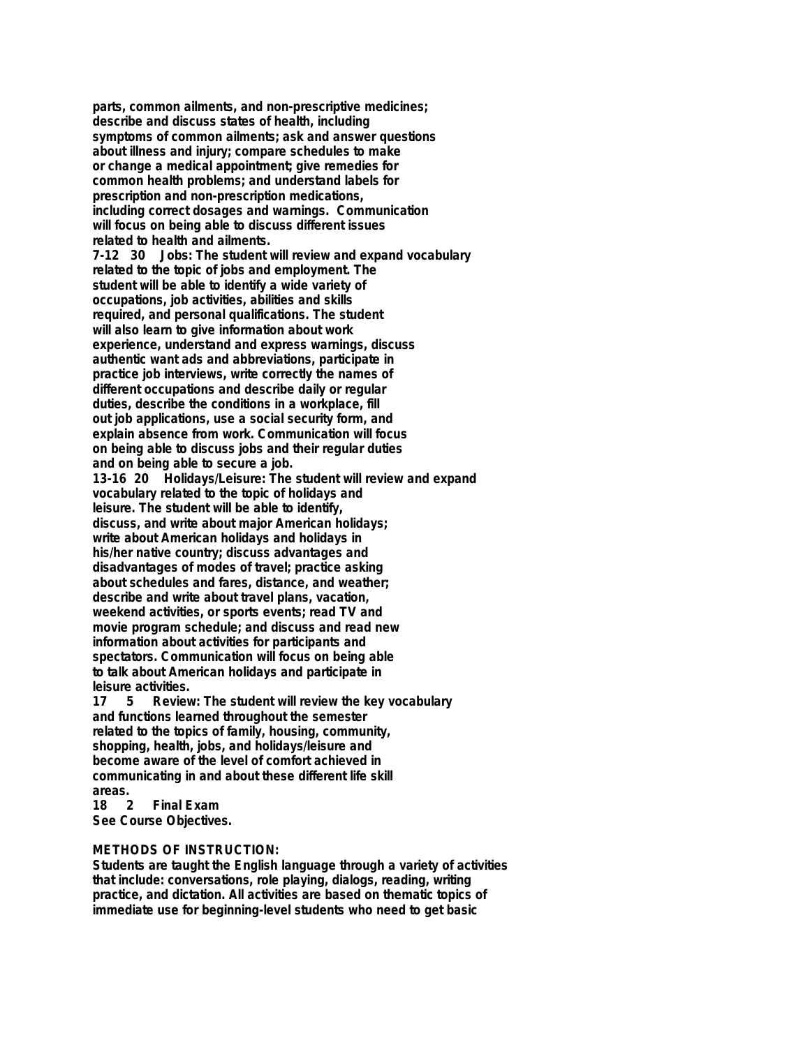parts, common ailments, and non-prescriptive medicines; describe and discuss states of health, including symptoms of common ailments; ask and answer questions about illness and injury; compare schedules to make or change a medical appointment; give remedies for common health problems; and understand labels for prescription and non-prescription medications, including correct dosages and warnings. Communication will focus on being able to discuss different issues related to health and ailments.

7-12 30 Jobs: The student will review and expand vocabulary related to the topic of jobs and employment. The student will be able to identify a wide variety of occupations, job activities, abilities and skills required, and personal qualifications. The student will also learn to give information about work experience, understand and express warnings, discuss authentic want ads and abbreviations, participate in practice job interviews, write correctly the names of different occupations and describe daily or regular duties, describe the conditions in a workplace, fill out job applications, use a social security form, and explain absence from work. Communication will focus on being able to discuss jobs and their regular duties and on being able to secure a job.

13-16 20 Holidays/Leisure: The student will review and expand vocabulary related to the topic of holidays and leisure. The student will be able to identify, discuss, and write about major American holidays; write about American holidays and holidays in his/her native country; discuss advantages and disadvantages of modes of travel; practice asking about schedules and fares, distance, and weather; describe and write about travel plans, vacation, weekend activities, or sports events; read TV and movie program schedule; and discuss and read new information about activities for participants and spectators. Communication will focus on being able to talk about American holidays and participate in leisure activities.

17 5 Review: The student will review the key vocabulary and functions learned throughout the semester related to the topics of family, housing, community, shopping, health, jobs, and holidays/leisure and become aware of the level of comfort achieved in communicating in and about these different life skill areas.

18 2 Final Exam
See Course Objectives.

## METHODS OF INSTRUCTION:

Students are taught the English language through a variety of activities that include: conversations, role playing, dialogs, reading, writing practice, and dictation. All activities are based on thematic topics of immediate use for beginning-level students who need to get basic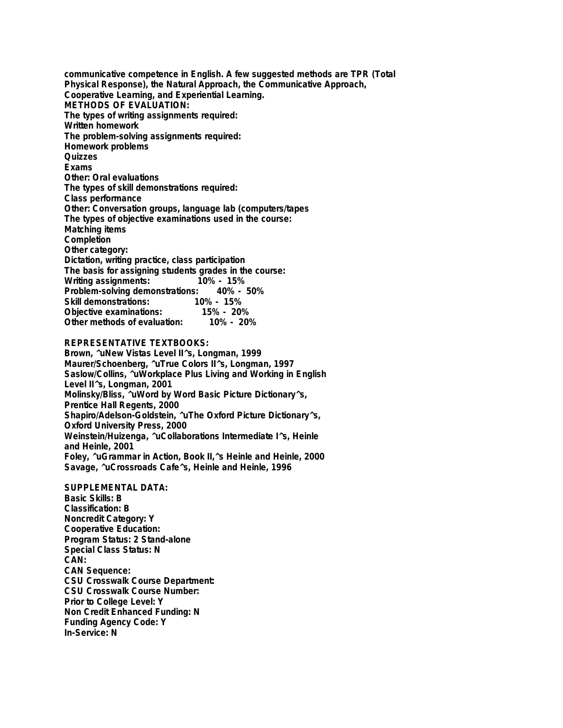communicative competence in English. A few suggested methods are TPR (Total Physical Response), the Natural Approach, the Communicative Approach, Cooperative Learning, and Experiential Learning.

**METHODS OF EVALUATION:**

The types of writing assignments required:
Written homework

The problem-solving assignments required:
Homework problems
Quizzes
Exams
Other: Oral evaluations

The types of skill demonstrations required:
Class performance
Other: Conversation groups, language lab (computers/tapes)

The types of objective examinations used in the course:
Matching items
Completion

Other category:
Dictation, writing practice, class participation

The basis for assigning students grades in the course:

| | |
|---|---|
| Writing assignments: | 10% - 15% |
| Problem-solving demonstrations: | 40% - 50% |
| Skill demonstrations: | 10% - 15% |
| Objective examinations: | 15% - 20% |
| Other methods of evaluation: | 10% - 20% |

**REPRESENTATIVE TEXTBOOKS:**

Brown, ^uNew Vistas Level II^s, Longman, 1999
Maurer/Schoenberg, ^uTrue Colors II^s, Longman, 1997
Saslow/Collins, ^uWorkplace Plus Living and Working in English Level II^s, Longman, 2001
Molinsky/Bliss, ^uWord by Word Basic Picture Dictionary^s, Prentice Hall Regents, 2000
Shapiro/Adelson-Goldstein, ^uThe Oxford Picture Dictionary^s, Oxford University Press, 2000
Weinstein/Huizenga, ^uCollaborations Intermediate I^s, Heinle and Heinle, 2001
Foley, ^uGrammar in Action, Book II,^s Heinle and Heinle, 2000
Savage, ^uCrossroads Cafe^s, Heinle and Heinle, 1996

**SUPPLEMENTAL DATA:**

Basic Skills: B
Classification: B
Noncredit Category: Y
Cooperative Education:
Program Status: 2 Stand-alone
Special Class Status: N
CAN:
CAN Sequence:
CSU Crosswalk Course Department:
CSU Crosswalk Course Number:
Prior to College Level: Y
Non Credit Enhanced Funding: N
Funding Agency Code: Y
In-Service: N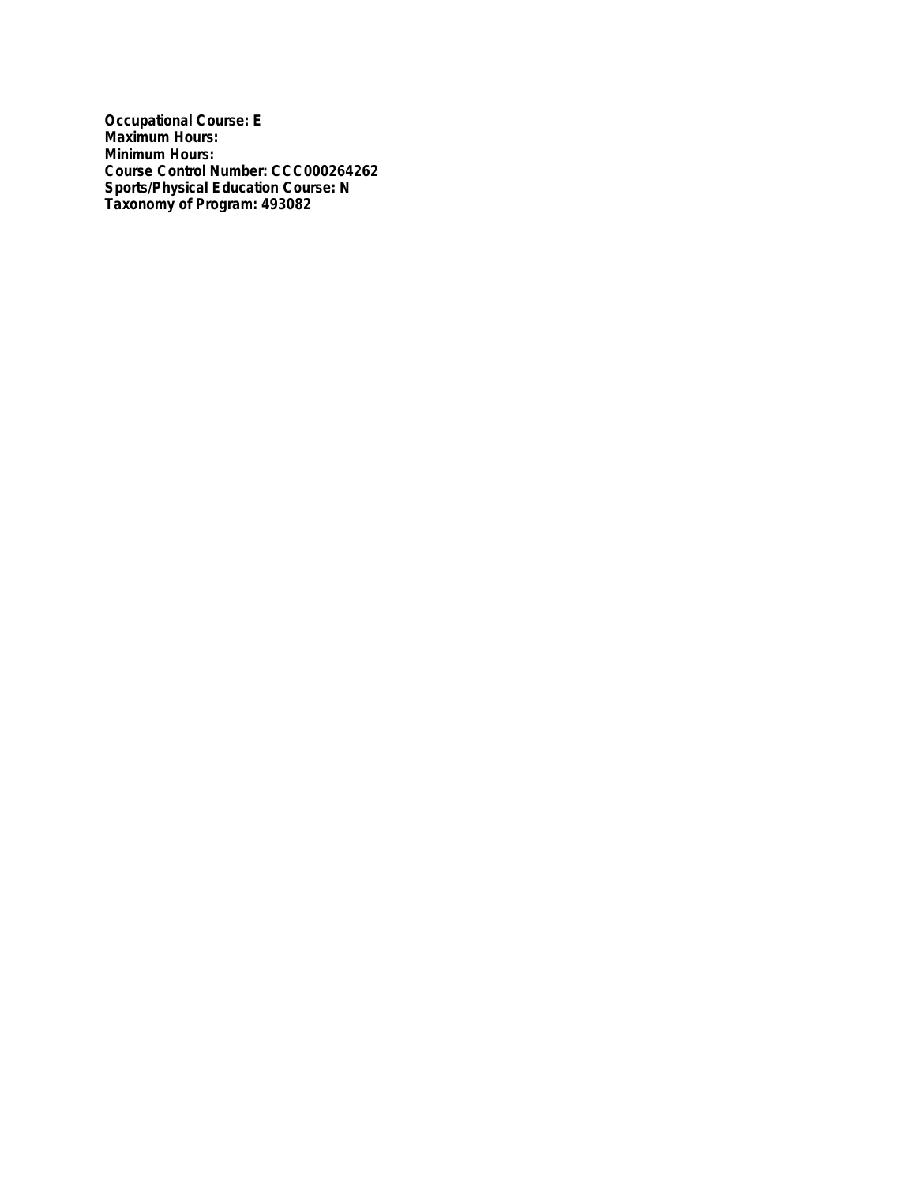**Occupational Course: E**
**Maximum Hours:**
**Minimum Hours:**
**Course Control Number: CCC000264262**
**Sports/Physical Education Course: N**
**Taxonomy of Program: 493082**